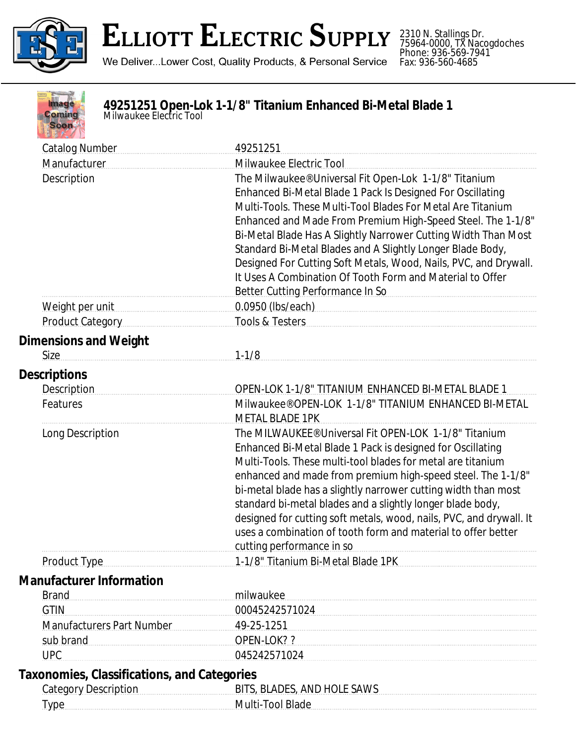# Elliott Electric Supply

We Deliver...Lower Cost, Quality Products, & Personal Service

2310 N. Stallings Dr.
75964-0000, TX Nacogdoches
Phone: 936-569-7941
Fax: 936-560-4685

## 49251251 Open-Lok 1-1/8" Titanium Enhanced Bi-Metal Blade 1

Milwaukee Electric Tool

| | |
|---|---|
| Catalog Number | 49251251 |
| Manufacturer | Milwaukee Electric Tool |
| Description | The Milwaukee®Universal Fit Open-Lok 1-1/8" Titanium Enhanced Bi-Metal Blade 1 Pack Is Designed For Oscillating Multi-Tools. These Multi-Tool Blades For Metal Are Titanium Enhanced and Made From Premium High-Speed Steel. The 1-1/8" Bi-Metal Blade Has A Slightly Narrower Cutting Width Than Most Standard Bi-Metal Blades and A Slightly Longer Blade Body, Designed For Cutting Soft Metals, Wood, Nails, PVC, and Drywall. It Uses A Combination Of Tooth Form and Material to Offer Better Cutting Performance In So |
| Weight per unit | 0.0950 (lbs/each) |
| Product Category | Tools & Testers |

### Dimensions and Weight

| | |
|---|---|
| Size | 1-1/8 |

### Descriptions

| | |
|---|---|
| Description | OPEN-LOK 1-1/8" TITANIUM ENHANCED BI-METAL BLADE 1 |
| Features | Milwaukee®OPEN-LOK 1-1/8" TITANIUM ENHANCED BI-METAL METAL BLADE 1PK |
| Long Description | The MILWAUKEE®Universal Fit OPEN-LOK 1-1/8" Titanium Enhanced Bi-Metal Blade 1 Pack is designed for Oscillating Multi-Tools. These multi-tool blades for metal are titanium enhanced and made from premium high-speed steel. The 1-1/8" bi-metal blade has a slightly narrower cutting width than most standard bi-metal blades and a slightly longer blade body, designed for cutting soft metals, wood, nails, PVC, and drywall. It uses a combination of tooth form and material to offer better cutting performance in so |
| Product Type | 1-1/8" Titanium Bi-Metal Blade 1PK |

### Manufacturer Information

| | |
|---|---|
| Brand | milwaukee |
| GTIN | 00045242571024 |
| Manufacturers Part Number | 49-25-1251 |
| sub brand | OPEN-LOK? ? |
| UPC | 045242571024 |

### Taxonomies, Classifications, and Categories

| | |
|---|---|
| Category Description | BITS, BLADES, AND HOLE SAWS |
| Type | Multi-Tool Blade |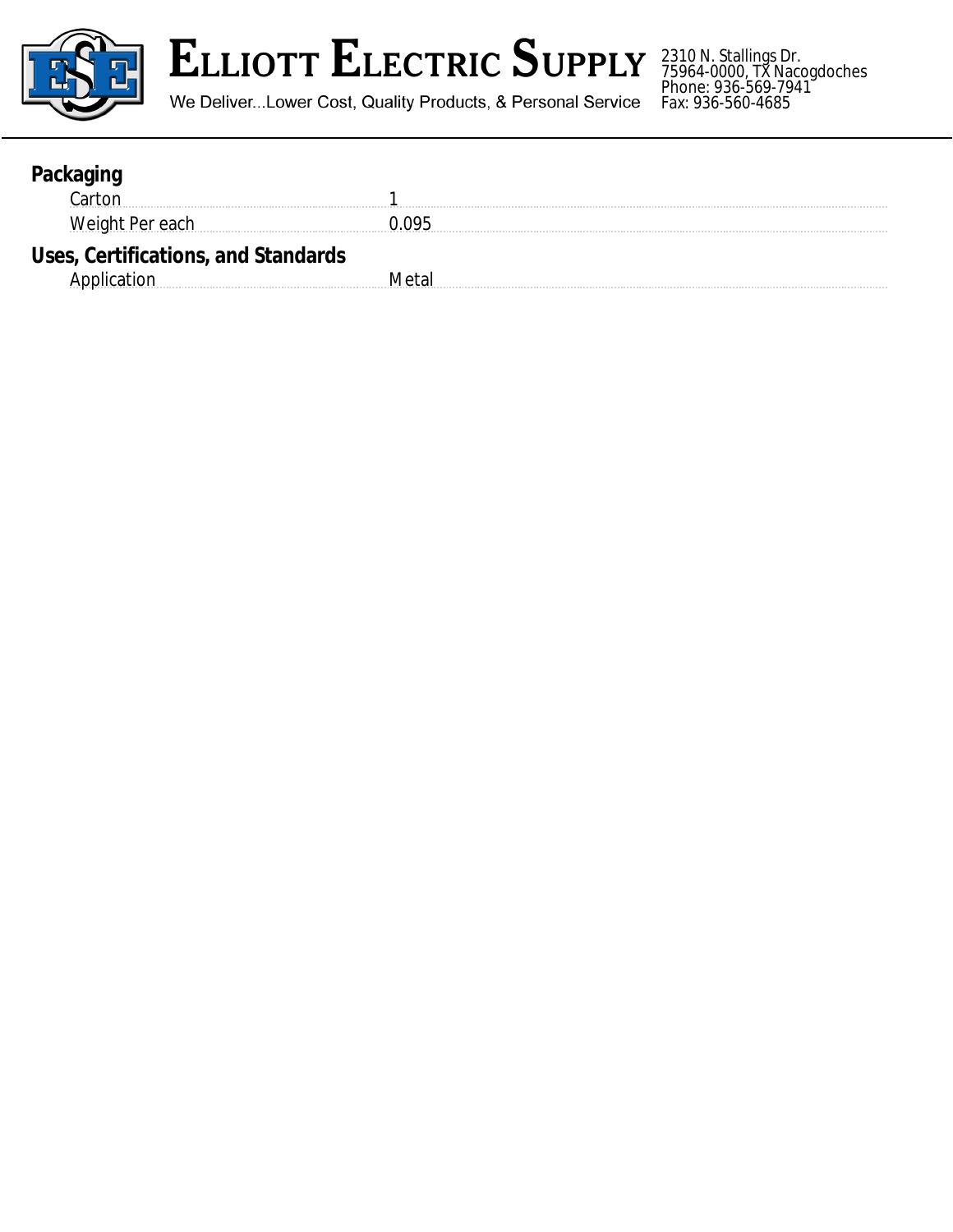## Packaging

| | |
|---|---|
| Carton | 1 |
| Weight Per each | 0.095 |

## Uses, Certifications, and Standards

| | |
|---|---|
| Application | Metal |